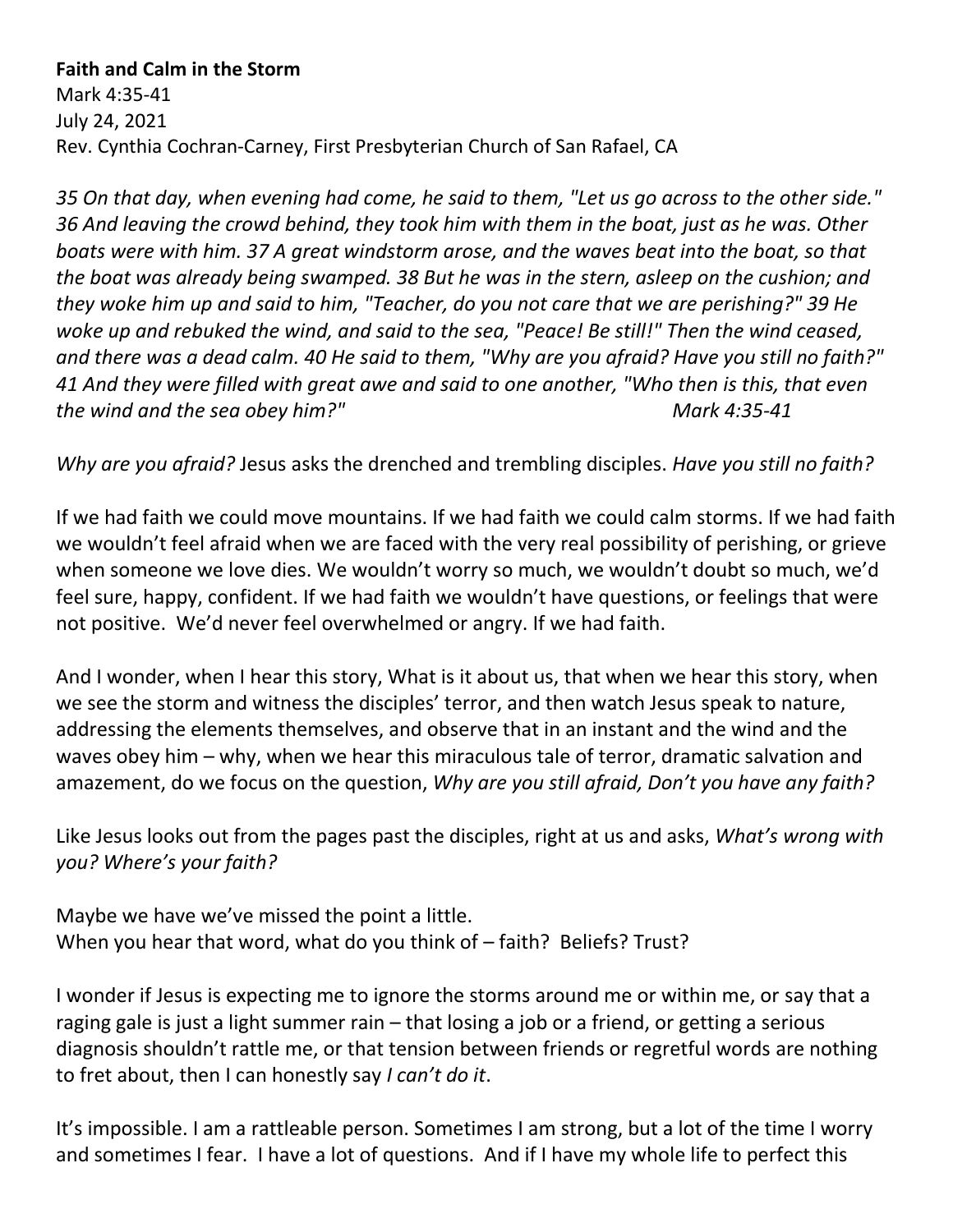**Faith and Calm in the Storm**

Mark 4:35-41
July 24, 2021
Rev. Cynthia Cochran-Carney, First Presbyterian Church of San Rafael, CA

*35 On that day, when evening had come, he said to them, "Let us go across to the other side." 36 And leaving the crowd behind, they took him with them in the boat, just as he was. Other boats were with him. 37 A great windstorm arose, and the waves beat into the boat, so that the boat was already being swamped. 38 But he was in the stern, asleep on the cushion; and they woke him up and said to him, "Teacher, do you not care that we are perishing?" 39 He woke up and rebuked the wind, and said to the sea, "Peace! Be still!" Then the wind ceased, and there was a dead calm. 40 He said to them, "Why are you afraid? Have you still no faith?" 41 And they were filled with great awe and said to one another, "Who then is this, that even the wind and the sea obey him?"* *Mark 4:35-41*

*Why are you afraid?* Jesus asks the drenched and trembling disciples. *Have you still no faith?*

If we had faith we could move mountains. If we had faith we could calm storms. If we had faith we wouldn't feel afraid when we are faced with the very real possibility of perishing, or grieve when someone we love dies. We wouldn't worry so much, we wouldn't doubt so much, we'd feel sure, happy, confident. If we had faith we wouldn't have questions, or feelings that were not positive. We'd never feel overwhelmed or angry. If we had faith.

And I wonder, when I hear this story, What is it about us, that when we hear this story, when we see the storm and witness the disciples' terror, and then watch Jesus speak to nature, addressing the elements themselves, and observe that in an instant and the wind and the waves obey him – why, when we hear this miraculous tale of terror, dramatic salvation and amazement, do we focus on the question, *Why are you still afraid, Don't you have any faith?*

Like Jesus looks out from the pages past the disciples, right at us and asks, *What's wrong with you? Where's your faith?*

Maybe we have we've missed the point a little.
When you hear that word, what do you think of – faith? Beliefs? Trust?

I wonder if Jesus is expecting me to ignore the storms around me or within me, or say that a raging gale is just a light summer rain – that losing a job or a friend, or getting a serious diagnosis shouldn't rattle me, or that tension between friends or regretful words are nothing to fret about, then I can honestly say *I can't do it*.

It's impossible. I am a rattleable person. Sometimes I am strong, but a lot of the time I worry and sometimes I fear. I have a lot of questions. And if I have my whole life to perfect this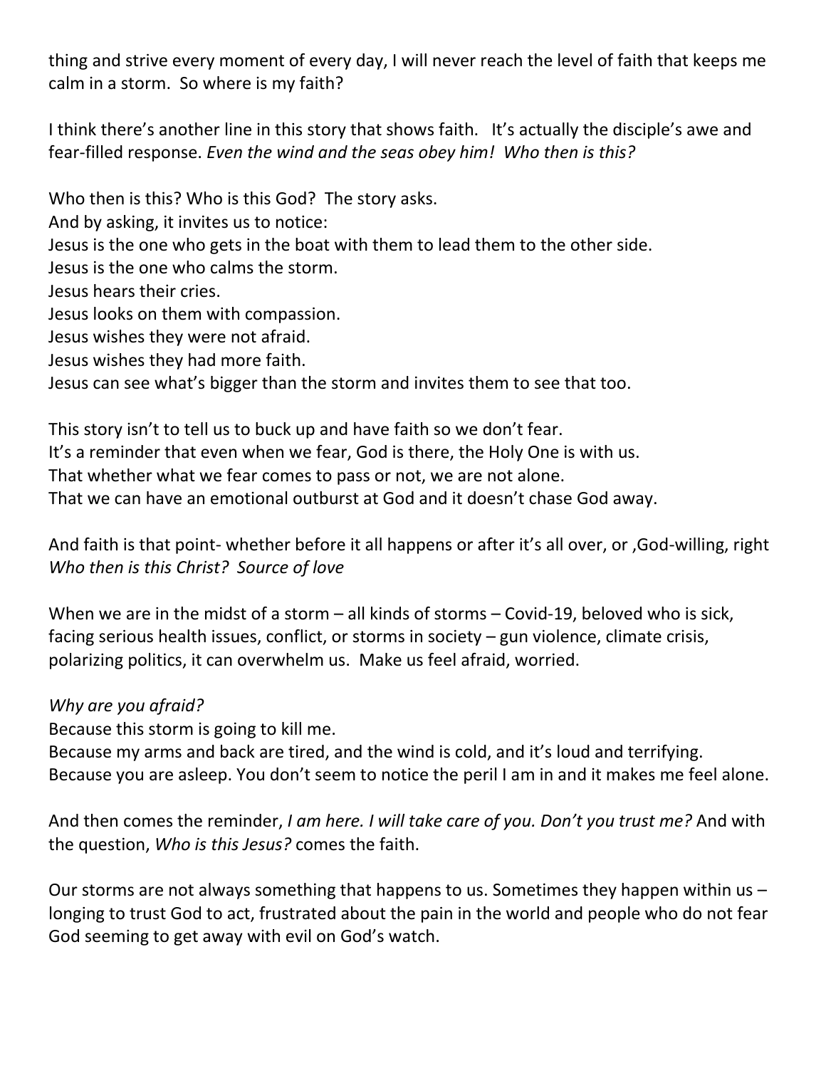thing and strive every moment of every day, I will never reach the level of faith that keeps me calm in a storm. So where is my faith?

I think there's another line in this story that shows faith. It's actually the disciple's awe and fear-filled response. *Even the wind and the seas obey him! Who then is this?*

Who then is this? Who is this God? The story asks.
And by asking, it invites us to notice:
Jesus is the one who gets in the boat with them to lead them to the other side.
Jesus is the one who calms the storm.
Jesus hears their cries.
Jesus looks on them with compassion.
Jesus wishes they were not afraid.
Jesus wishes they had more faith.
Jesus can see what's bigger than the storm and invites them to see that too.

This story isn't to tell us to buck up and have faith so we don't fear.
It's a reminder that even when we fear, God is there, the Holy One is with us.
That whether what we fear comes to pass or not, we are not alone.
That we can have an emotional outburst at God and it doesn't chase God away.

And faith is that point- whether before it all happens or after it's all over, or ,God-willing, right *Who then is this Christ? Source of love*

When we are in the midst of a storm – all kinds of storms – Covid-19, beloved who is sick, facing serious health issues, conflict, or storms in society – gun violence, climate crisis, polarizing politics, it can overwhelm us. Make us feel afraid, worried.

*Why are you afraid?*
Because this storm is going to kill me.
Because my arms and back are tired, and the wind is cold, and it's loud and terrifying.
Because you are asleep. You don't seem to notice the peril I am in and it makes me feel alone.

And then comes the reminder, *I am here. I will take care of you. Don't you trust me?* And with the question, *Who is this Jesus?* comes the faith.

Our storms are not always something that happens to us. Sometimes they happen within us – longing to trust God to act, frustrated about the pain in the world and people who do not fear God seeming to get away with evil on God's watch.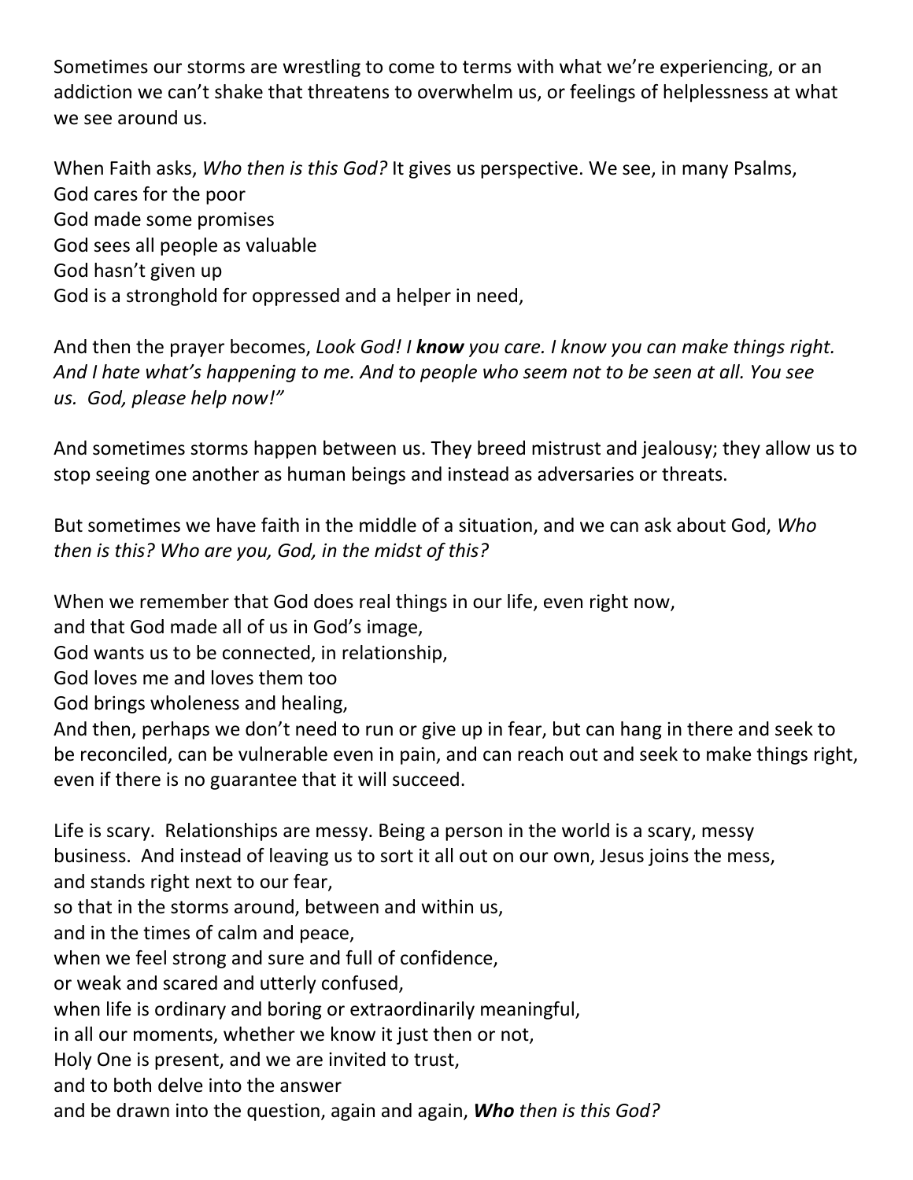Sometimes our storms are wrestling to come to terms with what we're experiencing, or an addiction we can't shake that threatens to overwhelm us, or feelings of helplessness at what we see around us.

When Faith asks, *Who then is this God?* It gives us perspective. We see, in many Psalms,
God cares for the poor
God made some promises
God sees all people as valuable
God hasn't given up
God is a stronghold for oppressed and a helper in need,

And then the prayer becomes, *Look God! I **know** you care. I know you can make things right. And I hate what's happening to me. And to people who seem not to be seen at all. You see us. God, please help now!"*

And sometimes storms happen between us. They breed mistrust and jealousy; they allow us to stop seeing one another as human beings and instead as adversaries or threats.

But sometimes we have faith in the middle of a situation, and we can ask about God, *Who then is this? Who are you, God, in the midst of this?*

When we remember that God does real things in our life, even right now,
and that God made all of us in God's image,
God wants us to be connected, in relationship,
God loves me and loves them too
God brings wholeness and healing,
And then, perhaps we don't need to run or give up in fear, but can hang in there and seek to be reconciled, can be vulnerable even in pain, and can reach out and seek to make things right, even if there is no guarantee that it will succeed.

Life is scary. Relationships are messy. Being a person in the world is a scary, messy business. And instead of leaving us to sort it all out on our own, Jesus joins the mess,
and stands right next to our fear,
so that in the storms around, between and within us,
and in the times of calm and peace,
when we feel strong and sure and full of confidence,
or weak and scared and utterly confused,
when life is ordinary and boring or extraordinarily meaningful,
in all our moments, whether we know it just then or not,
Holy One is present, and we are invited to trust,
and to both delve into the answer
and be drawn into the question, again and again, ***Who** then is this God?*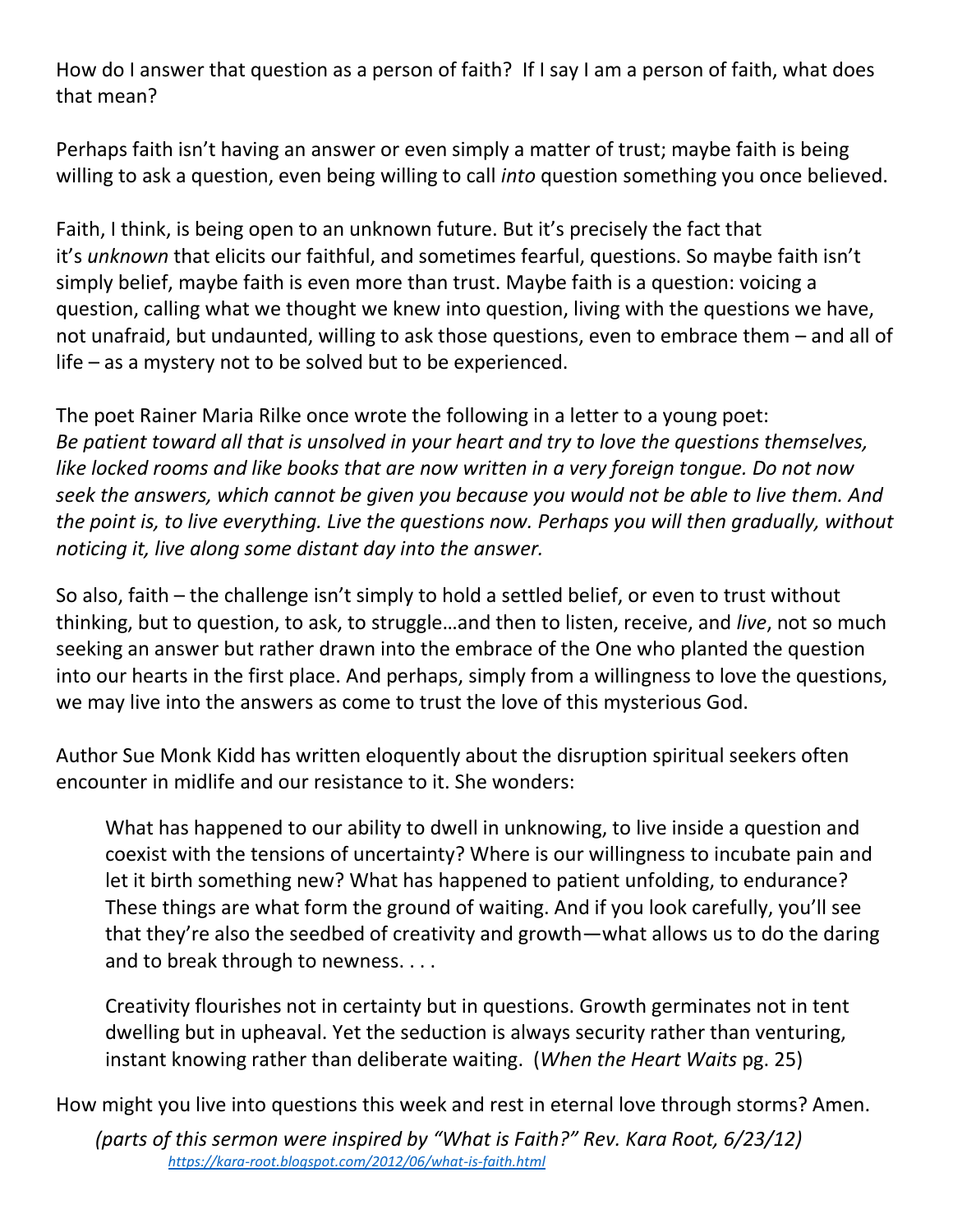How do I answer that question as a person of faith? If I say I am a person of faith, what does that mean?

Perhaps faith isn't having an answer or even simply a matter of trust; maybe faith is being willing to ask a question, even being willing to call *into* question something you once believed.

Faith, I think, is being open to an unknown future. But it's precisely the fact that it's *unknown* that elicits our faithful, and sometimes fearful, questions. So maybe faith isn't simply belief, maybe faith is even more than trust. Maybe faith is a question: voicing a question, calling what we thought we knew into question, living with the questions we have, not unafraid, but undaunted, willing to ask those questions, even to embrace them – and all of life – as a mystery not to be solved but to be experienced.

The poet Rainer Maria Rilke once wrote the following in a letter to a young poet:
*Be patient toward all that is unsolved in your heart and try to love the questions themselves, like locked rooms and like books that are now written in a very foreign tongue. Do not now seek the answers, which cannot be given you because you would not be able to live them. And the point is, to live everything. Live the questions now. Perhaps you will then gradually, without noticing it, live along some distant day into the answer.*

So also, faith – the challenge isn't simply to hold a settled belief, or even to trust without thinking, but to question, to ask, to struggle…and then to listen, receive, and *live*, not so much seeking an answer but rather drawn into the embrace of the One who planted the question into our hearts in the first place. And perhaps, simply from a willingness to love the questions, we may live into the answers as come to trust the love of this mysterious God.

Author Sue Monk Kidd has written eloquently about the disruption spiritual seekers often encounter in midlife and our resistance to it. She wonders:

> What has happened to our ability to dwell in unknowing, to live inside a question and coexist with the tensions of uncertainty? Where is our willingness to incubate pain and let it birth something new? What has happened to patient unfolding, to endurance? These things are what form the ground of waiting. And if you look carefully, you'll see that they're also the seedbed of creativity and growth—what allows us to do the daring and to break through to newness. . . .
>
> Creativity flourishes not in certainty but in questions. Growth germinates not in tent dwelling but in upheaval. Yet the seduction is always security rather than venturing, instant knowing rather than deliberate waiting. (*When the Heart Waits* pg. 25)

How might you live into questions this week and rest in eternal love through storms? Amen.

*(parts of this sermon were inspired by "What is Faith?" Rev. Kara Root, 6/23/12)*
*https://kara-root.blogspot.com/2012/06/what-is-faith.html*